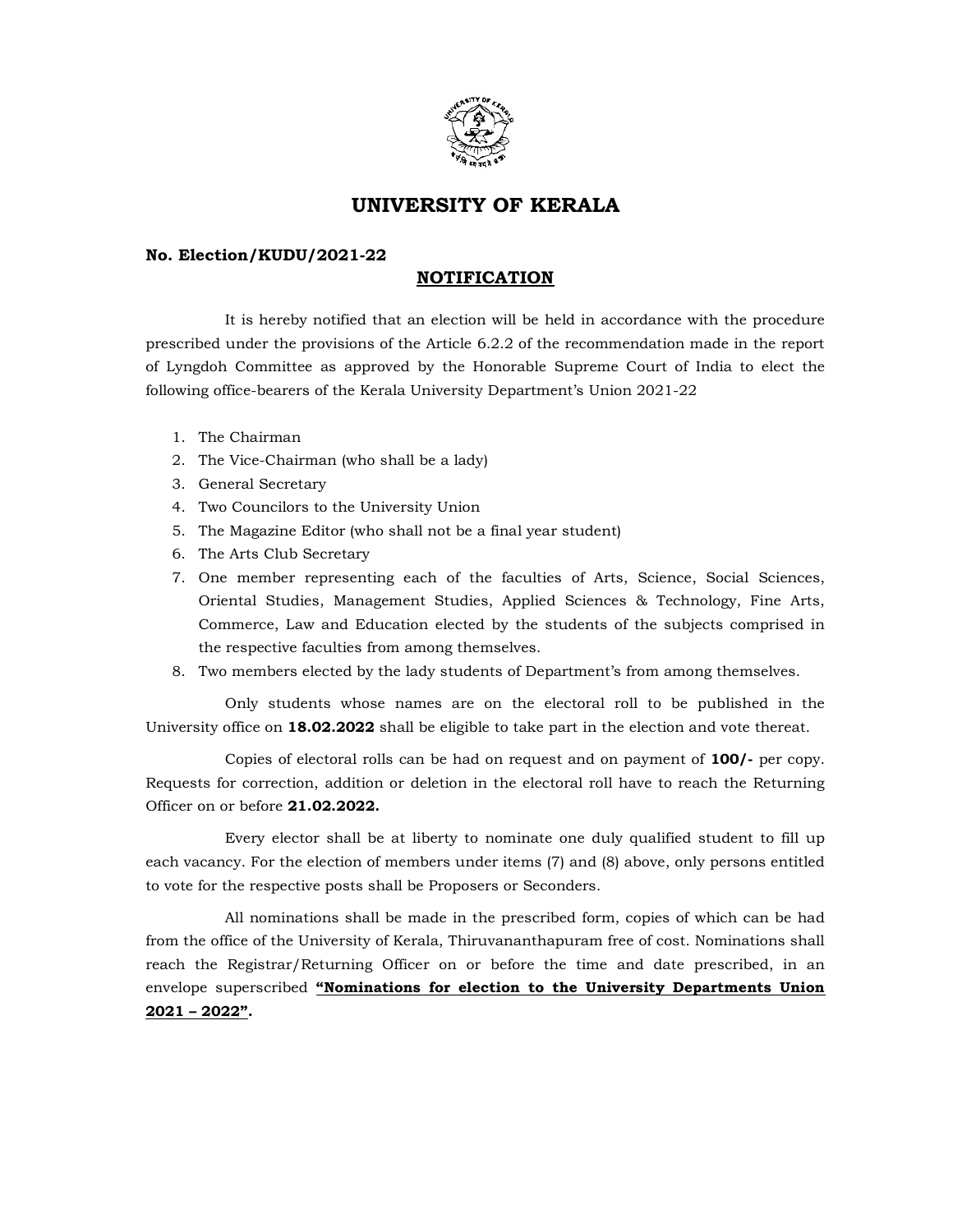# UNIVERSITY OF KERALA

**No. Election/KUDU/2021-22**

## NOTIFICATION

It is hereby notified that an election will be held in accordance with the procedure prescribed under the provisions of the Article 6.2.2 of the recommendation made in the report of Lyngdoh Committee as approved by the Honorable Supreme Court of India to elect the following office-bearers of the Kerala University Department's Union 2021-22

1. The Chairman
2. The Vice-Chairman (who shall be a lady)
3. General Secretary
4. Two Councilors to the University Union
5. The Magazine Editor (who shall not be a final year student)
6. The Arts Club Secretary
7. One member representing each of the faculties of Arts, Science, Social Sciences, Oriental Studies, Management Studies, Applied Sciences & Technology, Fine Arts, Commerce, Law and Education elected by the students of the subjects comprised in the respective faculties from among themselves.
8. Two members elected by the lady students of Department's from among themselves.

Only students whose names are on the electoral roll to be published in the University office on **18.02.2022** shall be eligible to take part in the election and vote thereat.

Copies of electoral rolls can be had on request and on payment of **100/-** per copy. Requests for correction, addition or deletion in the electoral roll have to reach the Returning Officer on or before **21.02.2022.**

Every elector shall be at liberty to nominate one duly qualified student to fill up each vacancy. For the election of members under items (7) and (8) above, only persons entitled to vote for the respective posts shall be Proposers or Seconders.

All nominations shall be made in the prescribed form, copies of which can be had from the office of the University of Kerala, Thiruvananthapuram free of cost. Nominations shall reach the Registrar/Returning Officer on or before the time and date prescribed, in an envelope superscribed **"Nominations for election to the University Departments Union 2021 – 2022".**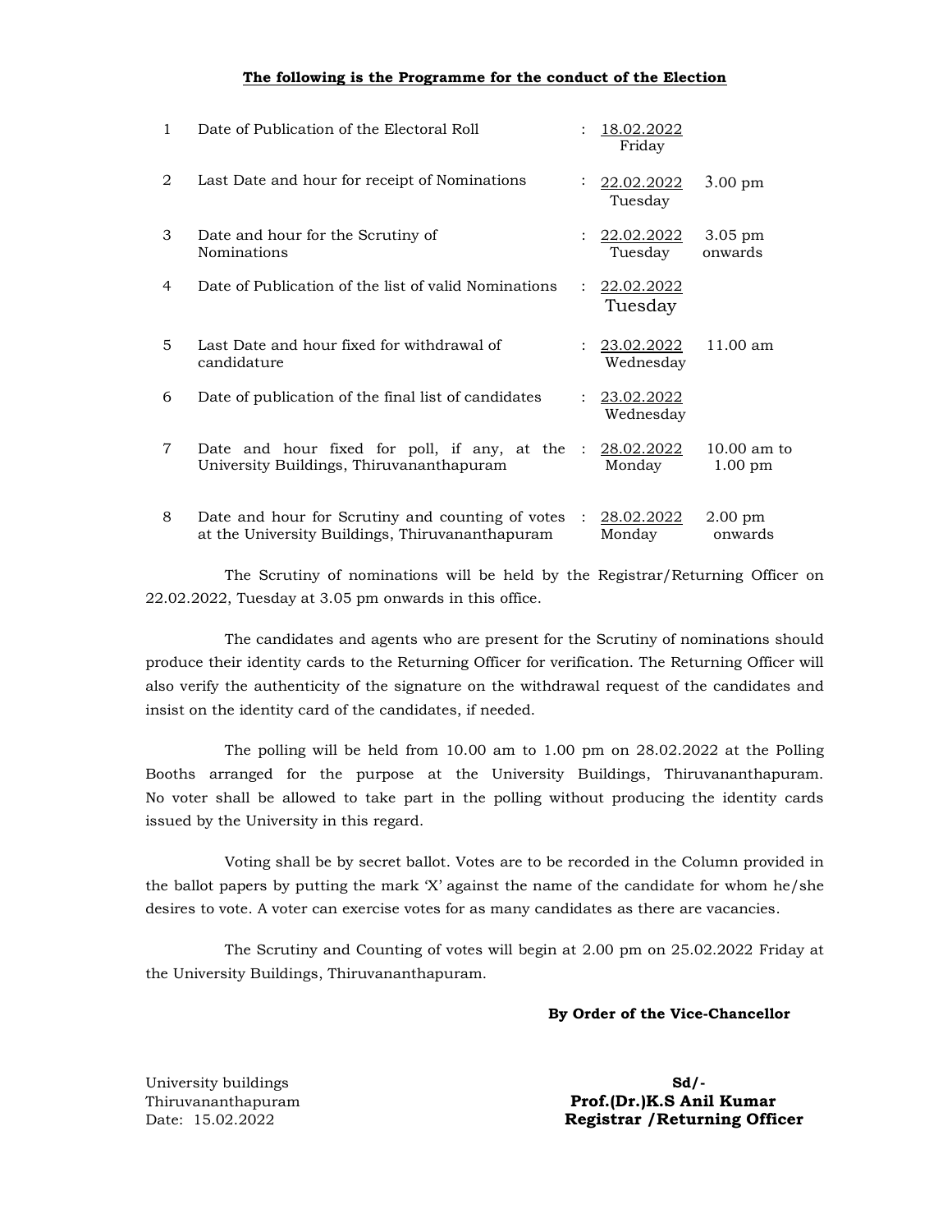**The following is the Programme for the conduct of the Election**

| | | | | |
|---|---|---|---|---|
| 1 | Date of Publication of the Electoral Roll | : | 18.02.2022 Friday | |
| 2 | Last Date and hour for receipt of Nominations | : | 22.02.2022 Tuesday | 3.00 pm |
| 3 | Date and hour for the Scrutiny of Nominations | : | 22.02.2022 Tuesday | 3.05 pm onwards |
| 4 | Date of Publication of the list of valid Nominations | : | 22.02.2022 Tuesday | |
| 5 | Last Date and hour fixed for withdrawal of candidature | : | 23.02.2022 Wednesday | 11.00 am |
| 6 | Date of publication of the final list of candidates | : | 23.02.2022 Wednesday | |
| 7 | Date and hour fixed for poll, if any, at the University Buildings, Thiruvananthapuram | : | 28.02.2022 Monday | 10.00 am to 1.00 pm |
| 8 | Date and hour for Scrutiny and counting of votes at the University Buildings, Thiruvananthapuram | : | 28.02.2022 Monday | 2.00 pm onwards |

The Scrutiny of nominations will be held by the Registrar/Returning Officer on 22.02.2022, Tuesday at 3.05 pm onwards in this office.

The candidates and agents who are present for the Scrutiny of nominations should produce their identity cards to the Returning Officer for verification. The Returning Officer will also verify the authenticity of the signature on the withdrawal request of the candidates and insist on the identity card of the candidates, if needed.

The polling will be held from 10.00 am to 1.00 pm on 28.02.2022 at the Polling Booths arranged for the purpose at the University Buildings, Thiruvananthapuram. No voter shall be allowed to take part in the polling without producing the identity cards issued by the University in this regard.

Voting shall be by secret ballot. Votes are to be recorded in the Column provided in the ballot papers by putting the mark 'X' against the name of the candidate for whom he/she desires to vote. A voter can exercise votes for as many candidates as there are vacancies.

The Scrutiny and Counting of votes will begin at 2.00 pm on 25.02.2022 Friday at the University Buildings, Thiruvananthapuram.

**By Order of the Vice-Chancellor**

University buildings
Thiruvananthapuram
Date: 15.02.2022

**Sd/-**
**Prof.(Dr.)K.S Anil Kumar**
**Registrar /Returning Officer**